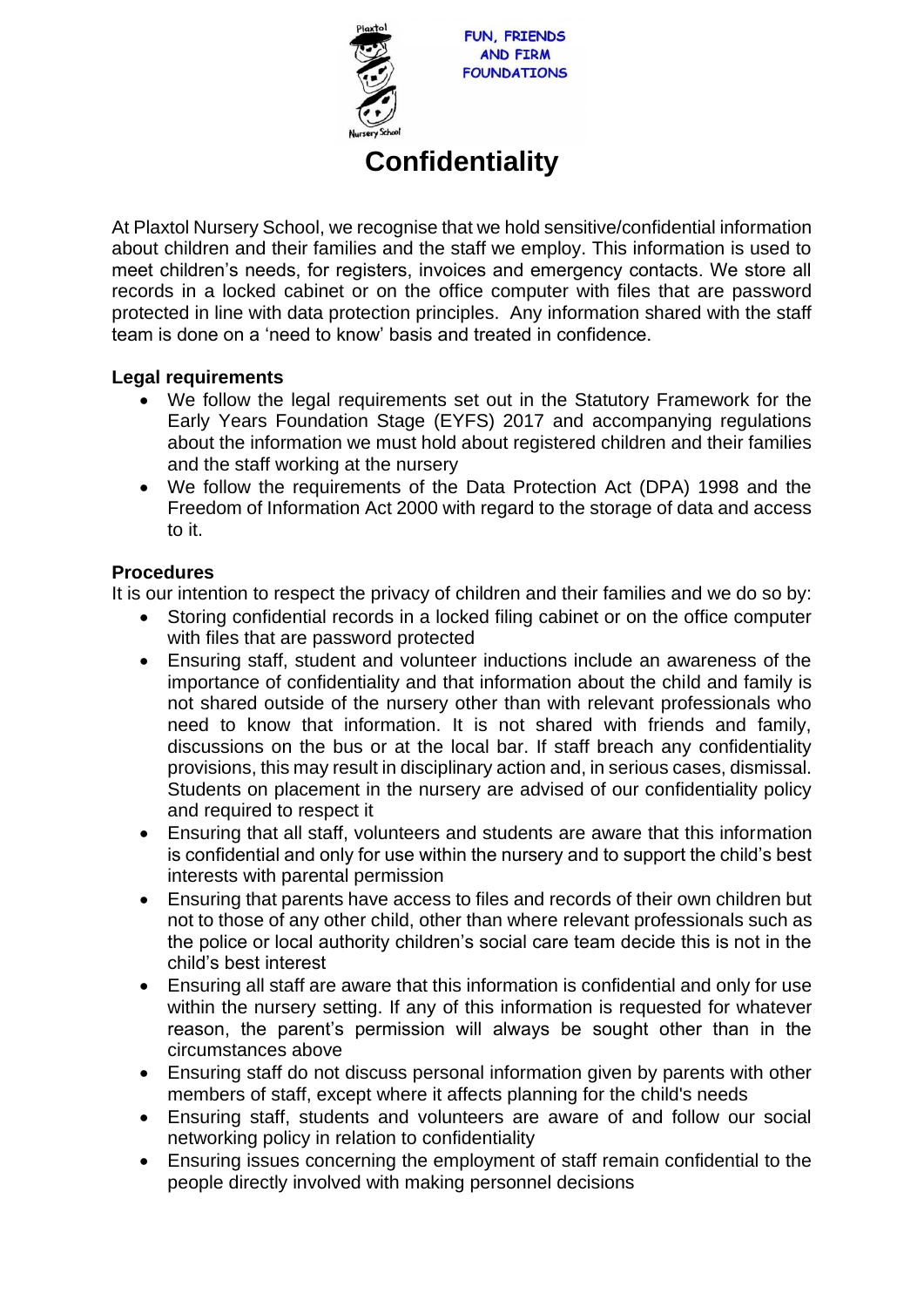FUN, FRIENDS AND FIRM FOUNDATIONS

# Confidentiality

At Plaxtol Nursery School, we recognise that we hold sensitive/confidential information about children and their families and the staff we employ. This information is used to meet children's needs, for registers, invoices and emergency contacts. We store all records in a locked cabinet or on the office computer with files that are password protected in line with data protection principles. Any information shared with the staff team is done on a 'need to know' basis and treated in confidence.

**Legal requirements**

- We follow the legal requirements set out in the Statutory Framework for the Early Years Foundation Stage (EYFS) 2017 and accompanying regulations about the information we must hold about registered children and their families and the staff working at the nursery
- We follow the requirements of the Data Protection Act (DPA) 1998 and the Freedom of Information Act 2000 with regard to the storage of data and access to it.

**Procedures**

It is our intention to respect the privacy of children and their families and we do so by:

- Storing confidential records in a locked filing cabinet or on the office computer with files that are password protected
- Ensuring staff, student and volunteer inductions include an awareness of the importance of confidentiality and that information about the child and family is not shared outside of the nursery other than with relevant professionals who need to know that information. It is not shared with friends and family, discussions on the bus or at the local bar. If staff breach any confidentiality provisions, this may result in disciplinary action and, in serious cases, dismissal. Students on placement in the nursery are advised of our confidentiality policy and required to respect it
- Ensuring that all staff, volunteers and students are aware that this information is confidential and only for use within the nursery and to support the child's best interests with parental permission
- Ensuring that parents have access to files and records of their own children but not to those of any other child, other than where relevant professionals such as the police or local authority children's social care team decide this is not in the child's best interest
- Ensuring all staff are aware that this information is confidential and only for use within the nursery setting. If any of this information is requested for whatever reason, the parent's permission will always be sought other than in the circumstances above
- Ensuring staff do not discuss personal information given by parents with other members of staff, except where it affects planning for the child's needs
- Ensuring staff, students and volunteers are aware of and follow our social networking policy in relation to confidentiality
- Ensuring issues concerning the employment of staff remain confidential to the people directly involved with making personnel decisions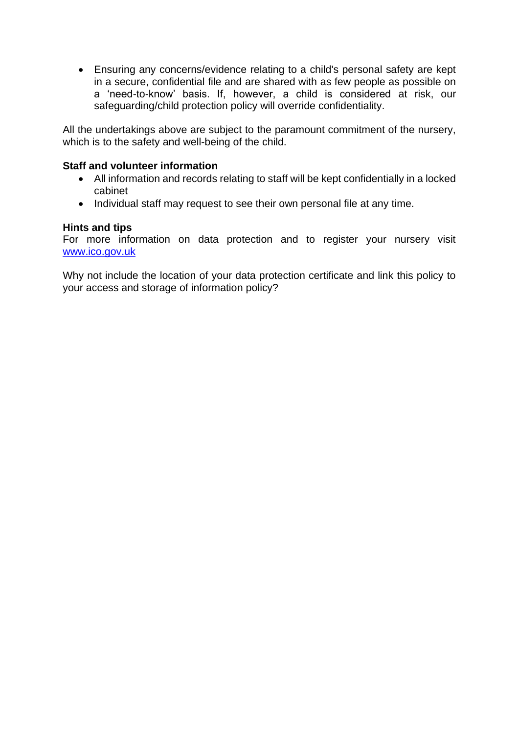- Ensuring any concerns/evidence relating to a child's personal safety are kept in a secure, confidential file and are shared with as few people as possible on a 'need-to-know' basis. If, however, a child is considered at risk, our safeguarding/child protection policy will override confidentiality.

All the undertakings above are subject to the paramount commitment of the nursery, which is to the safety and well-being of the child.

**Staff and volunteer information**

- All information and records relating to staff will be kept confidentially in a locked cabinet
- Individual staff may request to see their own personal file at any time.

**Hints and tips**

For more information on data protection and to register your nursery visit [www.ico.gov.uk](http://www.ico.gov.uk)

Why not include the location of your data protection certificate and link this policy to your access and storage of information policy?